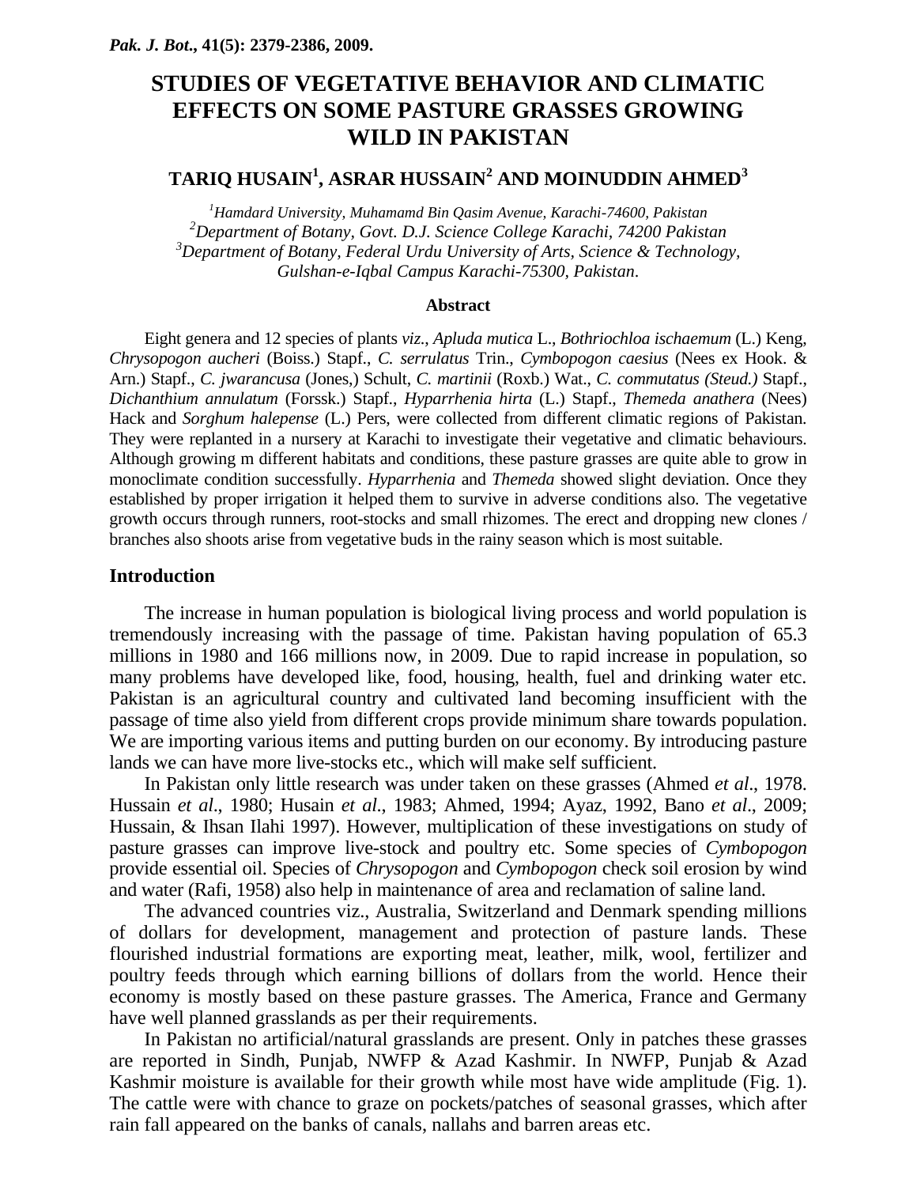# STUDIES OF VEGETATIVE BEHAVIOR AND CLIMATIC EFFECTS ON SOME PASTURE GRASSES GROWING WILD IN PAKISTAN

**TARIQ HUSAIN[1], ASRAR HUSSAIN[2] AND MOINUDDIN AHMED[3]**

*[1]Hamdard University, Muhamamd Bin Qasim Avenue, Karachi-74600, Pakistan*
*[2]Department of Botany, Govt. D.J. Science College Karachi, 74200 Pakistan*
*[3]Department of Botany, Federal Urdu University of Arts, Science & Technology, Gulshan-e-Iqbal Campus Karachi-75300, Pakistan.*

## Abstract

Eight genera and 12 species of plants *viz*., *Apluda mutica* L., *Bothriochloa ischaemum* (L.) Keng, *Chrysopogon aucheri* (Boiss.) Stapf., *C. serrulatus* Trin., *Cymbopogon caesius* (Nees ex Hook. & Arn.) Stapf., *C. jwarancusa* (Jones,) Schult, *C. martinii* (Roxb.) Wat., *C. commutatus (Steud.)* Stapf., *Dichanthium annulatum* (Forssk.) Stapf., *Hyparrhenia hirta* (L.) Stapf., *Themeda anathera* (Nees) Hack and *Sorghum halepense* (L.) Pers, were collected from different climatic regions of Pakistan. They were replanted in a nursery at Karachi to investigate their vegetative and climatic behaviours. Although growing m different habitats and conditions, these pasture grasses are quite able to grow in monoclimate condition successfully. *Hyparrhenia* and *Themeda* showed slight deviation. Once they established by proper irrigation it helped them to survive in adverse conditions also. The vegetative growth occurs through runners, root-stocks and small rhizomes. The erect and dropping new clones / branches also shoots arise from vegetative buds in the rainy season which is most suitable.

## Introduction

The increase in human population is biological living process and world population is tremendously increasing with the passage of time. Pakistan having population of 65.3 millions in 1980 and 166 millions now, in 2009. Due to rapid increase in population, so many problems have developed like, food, housing, health, fuel and drinking water etc. Pakistan is an agricultural country and cultivated land becoming insufficient with the passage of time also yield from different crops provide minimum share towards population. We are importing various items and putting burden on our economy. By introducing pasture lands we can have more live-stocks etc., which will make self sufficient.

In Pakistan only little research was under taken on these grasses (Ahmed *et al*., 1978. Hussain *et al*., 1980; Husain *et al*., 1983; Ahmed, 1994; Ayaz, 1992, Bano *et al*., 2009; Hussain, & Ihsan Ilahi 1997). However, multiplication of these investigations on study of pasture grasses can improve live-stock and poultry etc. Some species of *Cymbopogon* provide essential oil. Species of *Chrysopogon* and *Cymbopogon* check soil erosion by wind and water (Rafi, 1958) also help in maintenance of area and reclamation of saline land.

The advanced countries viz., Australia, Switzerland and Denmark spending millions of dollars for development, management and protection of pasture lands. These flourished industrial formations are exporting meat, leather, milk, wool, fertilizer and poultry feeds through which earning billions of dollars from the world. Hence their economy is mostly based on these pasture grasses. The America, France and Germany have well planned grasslands as per their requirements.

In Pakistan no artificial/natural grasslands are present. Only in patches these grasses are reported in Sindh, Punjab, NWFP & Azad Kashmir. In NWFP, Punjab & Azad Kashmir moisture is available for their growth while most have wide amplitude (Fig. 1). The cattle were with chance to graze on pockets/patches of seasonal grasses, which after rain fall appeared on the banks of canals, nallahs and barren areas etc.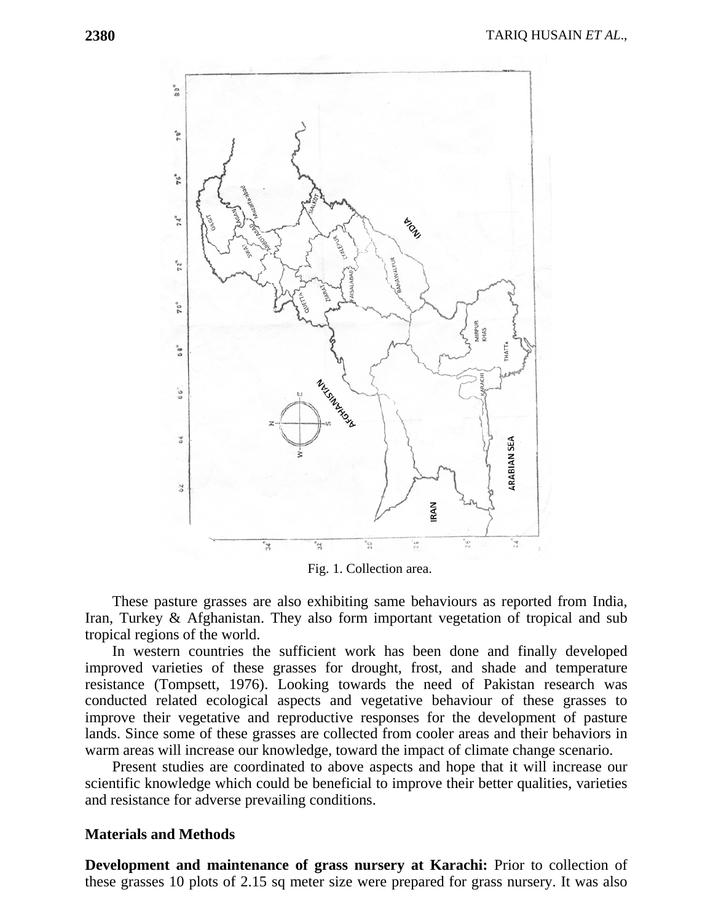Fig. 1. Collection area.

These pasture grasses are also exhibiting same behaviours as reported from India, Iran, Turkey & Afghanistan. They also form important vegetation of tropical and sub tropical regions of the world.

In western countries the sufficient work has been done and finally developed improved varieties of these grasses for drought, frost, and shade and temperature resistance (Tompsett, 1976). Looking towards the need of Pakistan research was conducted related ecological aspects and vegetative behaviour of these grasses to improve their vegetative and reproductive responses for the development of pasture lands. Since some of these grasses are collected from cooler areas and their behaviors in warm areas will increase our knowledge, toward the impact of climate change scenario.

Present studies are coordinated to above aspects and hope that it will increase our scientific knowledge which could be beneficial to improve their better qualities, varieties and resistance for adverse prevailing conditions.

## Materials and Methods

**Development and maintenance of grass nursery at Karachi:** Prior to collection of these grasses 10 plots of 2.15 sq meter size were prepared for grass nursery. It was also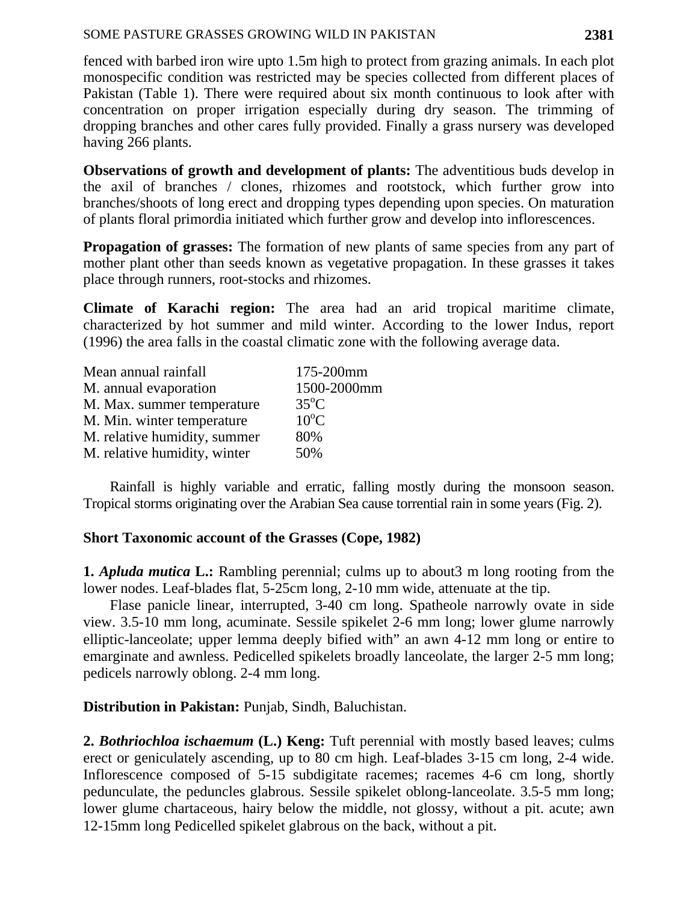fenced with barbed iron wire upto 1.5m high to protect from grazing animals. In each plot monospecific condition was restricted may be species collected from different places of Pakistan (Table 1). There were required about six month continuous to look after with concentration on proper irrigation especially during dry season. The trimming of dropping branches and other cares fully provided. Finally a grass nursery was developed having 266 plants.

**Observations of growth and development of plants:** The adventitious buds develop in the axil of branches / clones, rhizomes and rootstock, which further grow into branches/shoots of long erect and dropping types depending upon species. On maturation of plants floral primordia initiated which further grow and develop into inflorescences.

**Propagation of grasses:** The formation of new plants of same species from any part of mother plant other than seeds known as vegetative propagation. In these grasses it takes place through runners, root-stocks and rhizomes.

**Climate of Karachi region:** The area had an arid tropical maritime climate, characterized by hot summer and mild winter. According to the lower Indus, report (1996) the area falls in the coastal climatic zone with the following average data.

| | |
|---|---|
| Mean annual rainfall | 175-200mm |
| M. annual evaporation | 1500-2000mm |
| M. Max. summer temperature | 35°C |
| M. Min. winter temperature | 10°C |
| M. relative humidity, summer | 80% |
| M. relative humidity, winter | 50% |

Rainfall is highly variable and erratic, falling mostly during the monsoon season. Tropical storms originating over the Arabian Sea cause torrential rain in some years (Fig. 2).

**Short Taxonomic account of the Grasses (Cope, 1982)**

**1. *Apluda mutica* L.:** Rambling perennial; culms up to about3 m long rooting from the lower nodes. Leaf-blades flat, 5-25cm long, 2-10 mm wide, attenuate at the tip.

Flase panicle linear, interrupted, 3-40 cm long. Spatheole narrowly ovate in side view. 3.5-10 mm long, acuminate. Sessile spikelet 2-6 mm long; lower glume narrowly elliptic-lanceolate; upper lemma deeply bified with" an awn 4-12 mm long or entire to emarginate and awnless. Pedicelled spikelets broadly lanceolate, the larger 2-5 mm long; pedicels narrowly oblong. 2-4 mm long.

**Distribution in Pakistan:** Punjab, Sindh, Baluchistan.

**2. *Bothriochloa ischaemum* (L.) Keng:** Tuft perennial with mostly based leaves; culms erect or geniculately ascending, up to 80 cm high. Leaf-blades 3-15 cm long, 2-4 wide. Inflorescence composed of 5-15 subdigitate racemes; racemes 4-6 cm long, shortly pedunculate, the peduncles glabrous. Sessile spikelet oblong-lanceolate. 3.5-5 mm long; lower glume chartaceous, hairy below the middle, not glossy, without a pit. acute; awn 12-15mm long Pedicelled spikelet glabrous on the back, without a pit.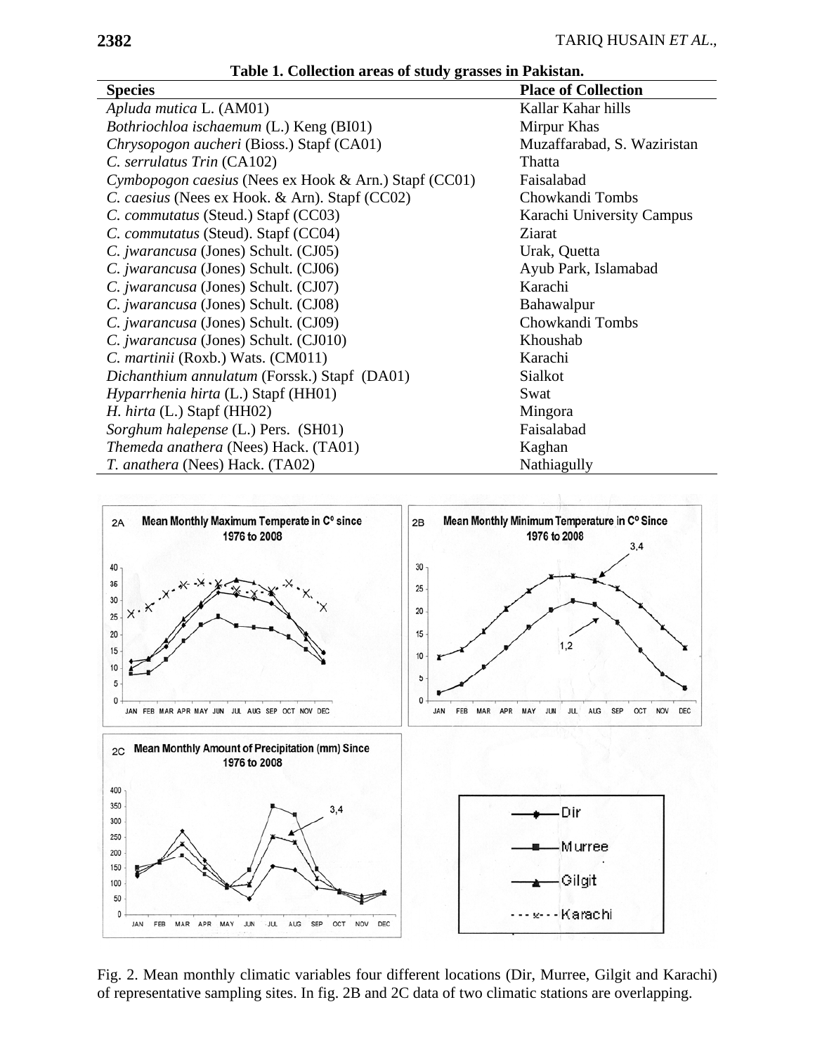**Table 1. Collection areas of study grasses in Pakistan.**

| Species | Place of Collection |
|---|---|
| *Apluda mutica* L. (AM01) | Kallar Kahar hills |
| *Bothriochloa ischaemum* (L.) Keng (BI01) | Mirpur Khas |
| *Chrysopogon aucheri* (Bioss.) Stapf (CA01) | Muzaffarabad, S. Waziristan |
| *C. serrulatus Trin* (CA102) | Thatta |
| *Cymbopogon caesius* (Nees ex Hook & Arn.) Stapf (CC01) | Faisalabad |
| *C. caesius* (Nees ex Hook. & Arn). Stapf (CC02) | Chowkandi Tombs |
| *C. commutatus* (Steud.) Stapf (CC03) | Karachi University Campus |
| *C. commutatus* (Steud). Stapf (CC04) | Ziarat |
| *C. jwarancusa* (Jones) Schult. (CJ05) | Urak, Quetta |
| *C. jwarancusa* (Jones) Schult. (CJ06) | Ayub Park, Islamabad |
| *C. jwarancusa* (Jones) Schult. (CJ07) | Karachi |
| *C. jwarancusa* (Jones) Schult. (CJ08) | Bahawalpur |
| *C. jwarancusa* (Jones) Schult. (CJ09) | Chowkandi Tombs |
| *C. jwarancusa* (Jones) Schult. (CJ010) | Khoushab |
| *C. martinii* (Roxb.) Wats. (CM011) | Karachi |
| *Dichanthium annulatum* (Forssk.) Stapf (DA01) | Sialkot |
| *Hyparrhenia hirta* (L.) Stapf (HH01) | Swat |
| *H. hirta* (L.) Stapf (HH02) | Mingora |
| *Sorghum halepense* (L.) Pers. (SH01) | Faisalabad |
| *Themeda anathera* (Nees) Hack. (TA01) | Kaghan |
| *T. anathera* (Nees) Hack. (TA02) | Nathiagully |

Fig. 2. Mean monthly climatic variables four different locations (Dir, Murree, Gilgit and Karachi) of representative sampling sites. In fig. 2B and 2C data of two climatic stations are overlapping.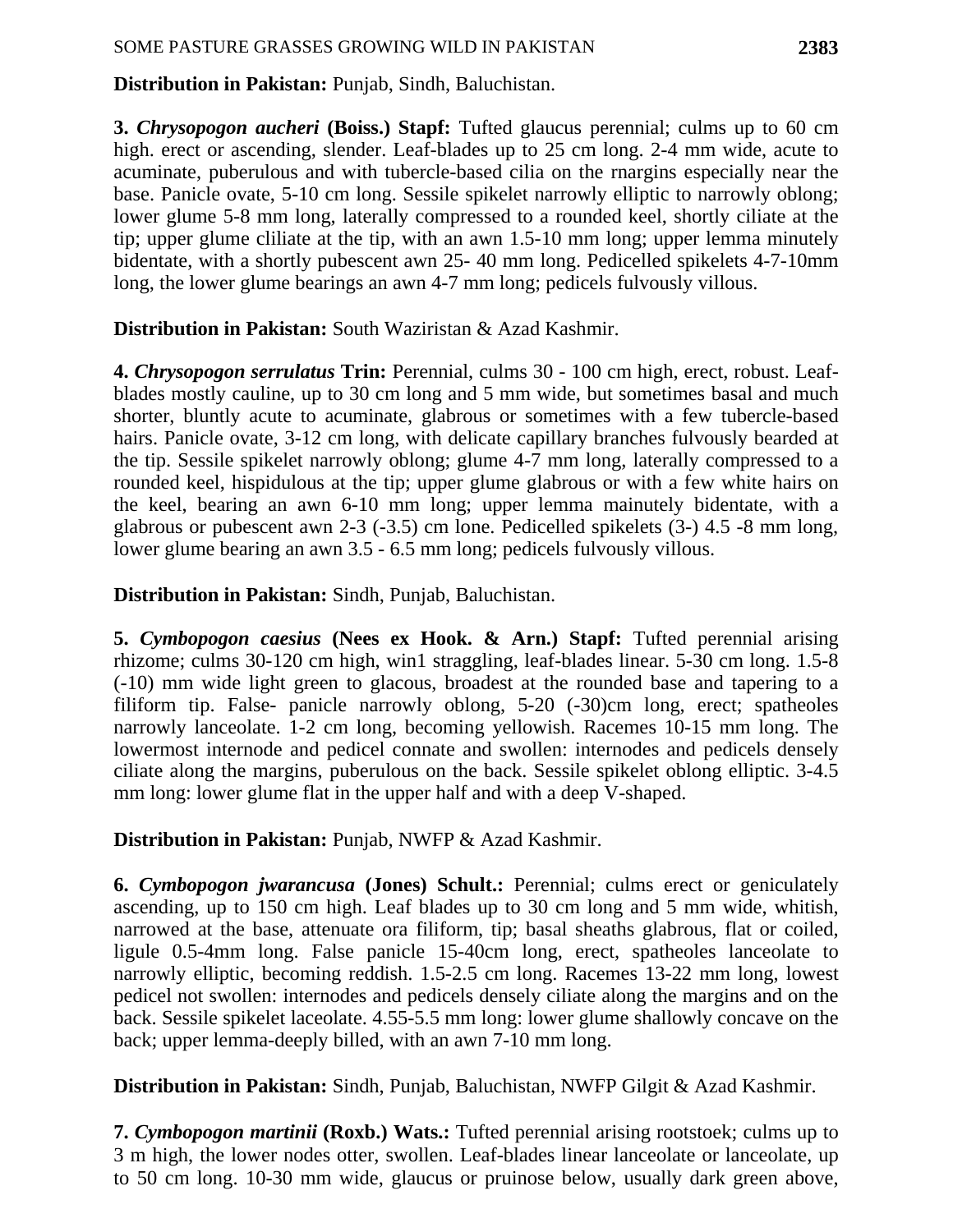**Distribution in Pakistan:** Punjab, Sindh, Baluchistan.

**3. *Chrysopogon aucheri* (Boiss.) Stapf:** Tufted glaucus perennial; culms up to 60 cm high. erect or ascending, slender. Leaf-blades up to 25 cm long. 2-4 mm wide, acute to acuminate, puberulous and with tubercle-based cilia on the rnargins especially near the base. Panicle ovate, 5-10 cm long. Sessile spikelet narrowly elliptic to narrowly oblong; lower glume 5-8 mm long, laterally compressed to a rounded keel, shortly ciliate at the tip; upper glume cliliate at the tip, with an awn 1.5-10 mm long; upper lemma minutely bidentate, with a shortly pubescent awn 25- 40 mm long. Pedicelled spikelets 4-7-10mm long, the lower glume bearings an awn 4-7 mm long; pedicels fulvously villous.

**Distribution in Pakistan:** South Waziristan & Azad Kashmir.

**4. *Chrysopogon serrulatus* Trin:** Perennial, culms 30 - 100 cm high, erect, robust. Leaf-blades mostly cauline, up to 30 cm long and 5 mm wide, but sometimes basal and much shorter, bluntly acute to acuminate, glabrous or sometimes with a few tubercle-based hairs. Panicle ovate, 3-12 cm long, with delicate capillary branches fulvously bearded at the tip. Sessile spikelet narrowly oblong; glume 4-7 mm long, laterally compressed to a rounded keel, hispidulous at the tip; upper glume glabrous or with a few white hairs on the keel, bearing an awn 6-10 mm long; upper lemma mainutely bidentate, with a glabrous or pubescent awn 2-3 (-3.5) cm lone. Pedicelled spikelets (3-) 4.5 -8 mm long, lower glume bearing an awn 3.5 - 6.5 mm long; pedicels fulvously villous.

**Distribution in Pakistan:** Sindh, Punjab, Baluchistan.

**5. *Cymbopogon caesius* (Nees ex Hook. & Arn.) Stapf:** Tufted perennial arising rhizome; culms 30-120 cm high, win1 straggling, leaf-blades linear. 5-30 cm long. 1.5-8 (-10) mm wide light green to glacous, broadest at the rounded base and tapering to a filiform tip. False- panicle narrowly oblong, 5-20 (-30)cm long, erect; spatheoles narrowly lanceolate. 1-2 cm long, becoming yellowish. Racemes 10-15 mm long. The lowermost internode and pedicel connate and swollen: internodes and pedicels densely ciliate along the margins, puberulous on the back. Sessile spikelet oblong elliptic. 3-4.5 mm long: lower glume flat in the upper half and with a deep V-shaped.

**Distribution in Pakistan:** Punjab, NWFP & Azad Kashmir.

**6. *Cymbopogon jwarancusa* (Jones) Schult.:** Perennial; culms erect or geniculately ascending, up to 150 cm high. Leaf blades up to 30 cm long and 5 mm wide, whitish, narrowed at the base, attenuate ora filiform, tip; basal sheaths glabrous, flat or coiled, ligule 0.5-4mm long. False panicle 15-40cm long, erect, spatheoles lanceolate to narrowly elliptic, becoming reddish. 1.5-2.5 cm long. Racemes 13-22 mm long, lowest pedicel not swollen: internodes and pedicels densely ciliate along the margins and on the back. Sessile spikelet laceolate. 4.55-5.5 mm long: lower glume shallowly concave on the back; upper lemma-deeply billed, with an awn 7-10 mm long.

**Distribution in Pakistan:** Sindh, Punjab, Baluchistan, NWFP Gilgit & Azad Kashmir.

**7. *Cymbopogon martinii* (Roxb.) Wats.:** Tufted perennial arising rootstoek; culms up to 3 m high, the lower nodes otter, swollen. Leaf-blades linear lanceolate or lanceolate, up to 50 cm long. 10-30 mm wide, glaucus or pruinose below, usually dark green above,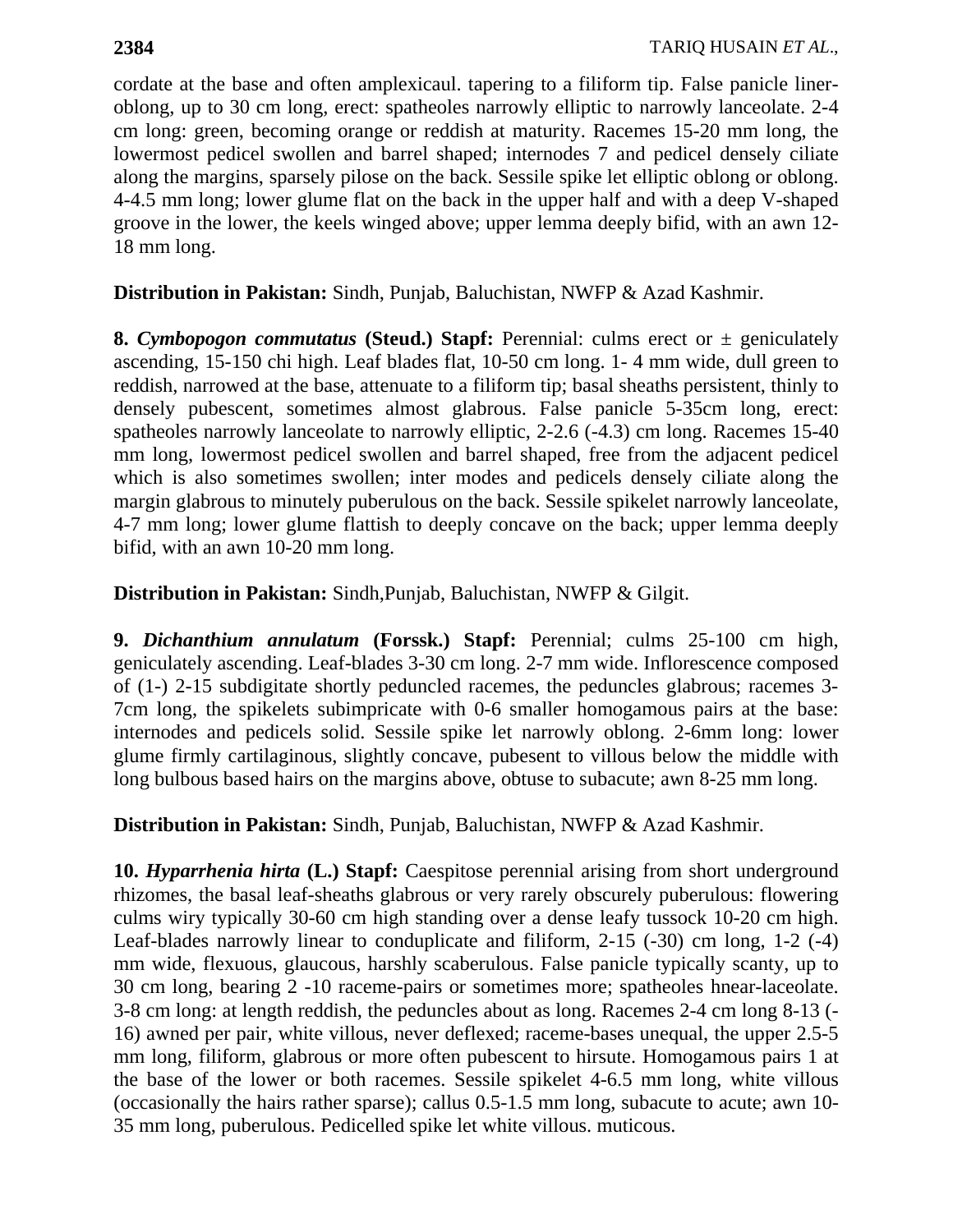cordate at the base and often amplexicaul. tapering to a filiform tip. False panicle liner-oblong, up to 30 cm long, erect: spatheoles narrowly elliptic to narrowly lanceolate. 2-4 cm long: green, becoming orange or reddish at maturity. Racemes 15-20 mm long, the lowermost pedicel swollen and barrel shaped; internodes 7 and pedicel densely ciliate along the margins, sparsely pilose on the back. Sessile spike let elliptic oblong or oblong. 4-4.5 mm long; lower glume flat on the back in the upper half and with a deep V-shaped groove in the lower, the keels winged above; upper lemma deeply bifid, with an awn 12-18 mm long.

**Distribution in Pakistan:** Sindh, Punjab, Baluchistan, NWFP & Azad Kashmir.

**8. *Cymbopogon commutatus* (Steud.) Stapf:** Perennial: culms erect or ± geniculately ascending, 15-150 chi high. Leaf blades flat, 10-50 cm long. 1- 4 mm wide, dull green to reddish, narrowed at the base, attenuate to a filiform tip; basal sheaths persistent, thinly to densely pubescent, sometimes almost glabrous. False panicle 5-35cm long, erect: spatheoles narrowly lanceolate to narrowly elliptic, 2-2.6 (-4.3) cm long. Racemes 15-40 mm long, lowermost pedicel swollen and barrel shaped, free from the adjacent pedicel which is also sometimes swollen; inter modes and pedicels densely ciliate along the margin glabrous to minutely puberulous on the back. Sessile spikelet narrowly lanceolate, 4-7 mm long; lower glume flattish to deeply concave on the back; upper lemma deeply bifid, with an awn 10-20 mm long.

**Distribution in Pakistan:** Sindh,Punjab, Baluchistan, NWFP & Gilgit.

**9. *Dichanthium annulatum* (Forssk.) Stapf:** Perennial; culms 25-100 cm high, geniculately ascending. Leaf-blades 3-30 cm long. 2-7 mm wide. Inflorescence composed of (1-) 2-15 subdigitate shortly peduncled racemes, the peduncles glabrous; racemes 3-7cm long, the spikelets subimpricate with 0-6 smaller homogamous pairs at the base: internodes and pedicels solid. Sessile spike let narrowly oblong. 2-6mm long: lower glume firmly cartilaginous, slightly concave, pubesent to villous below the middle with long bulbous based hairs on the margins above, obtuse to subacute; awn 8-25 mm long.

**Distribution in Pakistan:** Sindh, Punjab, Baluchistan, NWFP & Azad Kashmir.

**10. *Hyparrhenia hirta* (L.) Stapf:** Caespitose perennial arising from short underground rhizomes, the basal leaf-sheaths glabrous or very rarely obscurely puberulous: flowering culms wiry typically 30-60 cm high standing over a dense leafy tussock 10-20 cm high. Leaf-blades narrowly linear to conduplicate and filiform, 2-15 (-30) cm long, 1-2 (-4) mm wide, flexuous, glaucous, harshly scaberulous. False panicle typically scanty, up to 30 cm long, bearing 2 -10 raceme-pairs or sometimes more; spatheoles hnear-laceolate. 3-8 cm long: at length reddish, the peduncles about as long. Racemes 2-4 cm long 8-13 (-16) awned per pair, white villous, never deflexed; raceme-bases unequal, the upper 2.5-5 mm long, filiform, glabrous or more often pubescent to hirsute. Homogamous pairs 1 at the base of the lower or both racemes. Sessile spikelet 4-6.5 mm long, white villous (occasionally the hairs rather sparse); callus 0.5-1.5 mm long, subacute to acute; awn 10-35 mm long, puberulous. Pedicelled spike let white villous. muticous.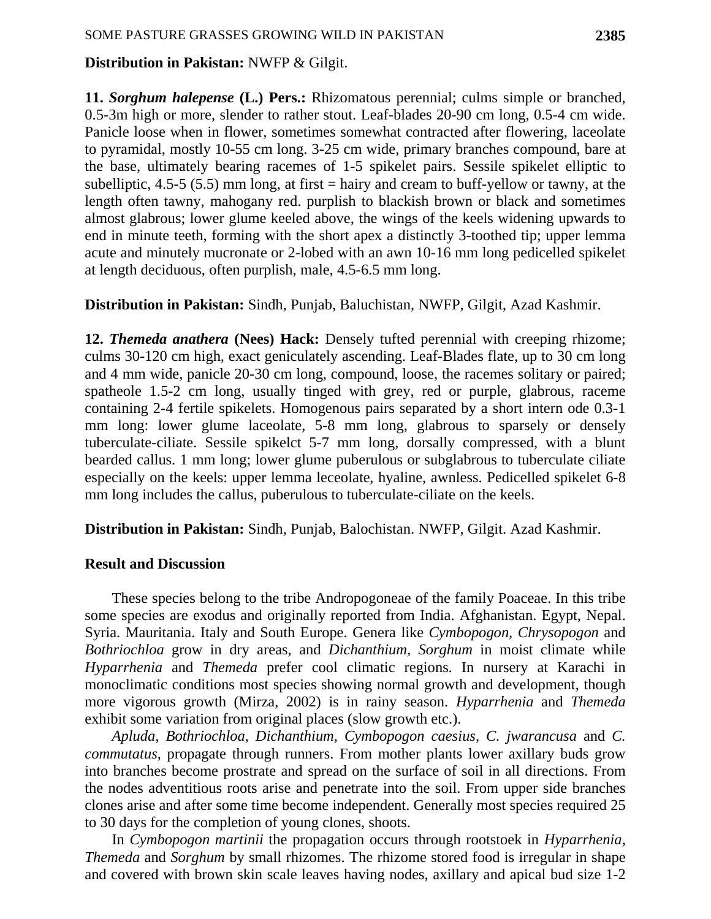**Distribution in Pakistan:** NWFP & Gilgit.

**11. *Sorghum halepense* (L.) Pers.:** Rhizomatous perennial; culms simple or branched, 0.5-3m high or more, slender to rather stout. Leaf-blades 20-90 cm long, 0.5-4 cm wide. Panicle loose when in flower, sometimes somewhat contracted after flowering, laceolate to pyramidal, mostly 10-55 cm long. 3-25 cm wide, primary branches compound, bare at the base, ultimately bearing racemes of 1-5 spikelet pairs. Sessile spikelet elliptic to subelliptic, 4.5-5 (5.5) mm long, at first = hairy and cream to buff-yellow or tawny, at the length often tawny, mahogany red. purplish to blackish brown or black and sometimes almost glabrous; lower glume keeled above, the wings of the keels widening upwards to end in minute teeth, forming with the short apex a distinctly 3-toothed tip; upper lemma acute and minutely mucronate or 2-lobed with an awn 10-16 mm long pedicelled spikelet at length deciduous, often purplish, male, 4.5-6.5 mm long.

**Distribution in Pakistan:** Sindh, Punjab, Baluchistan, NWFP, Gilgit, Azad Kashmir.

**12. *Themeda anathera* (Nees) Hack:** Densely tufted perennial with creeping rhizome; culms 30-120 cm high, exact geniculately ascending. Leaf-Blades flate, up to 30 cm long and 4 mm wide, panicle 20-30 cm long, compound, loose, the racemes solitary or paired; spatheole 1.5-2 cm long, usually tinged with grey, red or purple, glabrous, raceme containing 2-4 fertile spikelets. Homogenous pairs separated by a short intern ode 0.3-1 mm long: lower glume laceolate, 5-8 mm long, glabrous to sparsely or densely tuberculate-ciliate. Sessile spikelct 5-7 mm long, dorsally compressed, with a blunt bearded callus. 1 mm long; lower glume puberulous or subglabrous to tuberculate ciliate especially on the keels: upper lemma leceolate, hyaline, awnless. Pedicelled spikelet 6-8 mm long includes the callus, puberulous to tuberculate-ciliate on the keels.

**Distribution in Pakistan:** Sindh, Punjab, Balochistan. NWFP, Gilgit. Azad Kashmir.

## Result and Discussion

These species belong to the tribe Andropogoneae of the family Poaceae. In this tribe some species are exodus and originally reported from India. Afghanistan. Egypt, Nepal. Syria. Mauritania. Italy and South Europe. Genera like *Cymbopogon, Chrysopogon* and *Bothriochloa* grow in dry areas, and *Dichanthium*, *Sorghum* in moist climate while *Hyparrhenia* and *Themeda* prefer cool climatic regions. In nursery at Karachi in monoclimatic conditions most species showing normal growth and development, though more vigorous growth (Mirza, 2002) is in rainy season. *Hyparrhenia* and *Themeda* exhibit some variation from original places (slow growth etc.).

*Apluda, Bothriochloa*, *Dichanthium*, *Cymbopogon caesius*, *C. jwarancusa* and *C. commutatus*, propagate through runners. From mother plants lower axillary buds grow into branches become prostrate and spread on the surface of soil in all directions. From the nodes adventitious roots arise and penetrate into the soil. From upper side branches clones arise and after some time become independent. Generally most species required 25 to 30 days for the completion of young clones, shoots.

In *Cymbopogon martinii* the propagation occurs through rootstoek in *Hyparrhenia, Themeda* and *Sorghum* by small rhizomes. The rhizome stored food is irregular in shape and covered with brown skin scale leaves having nodes, axillary and apical bud size 1-2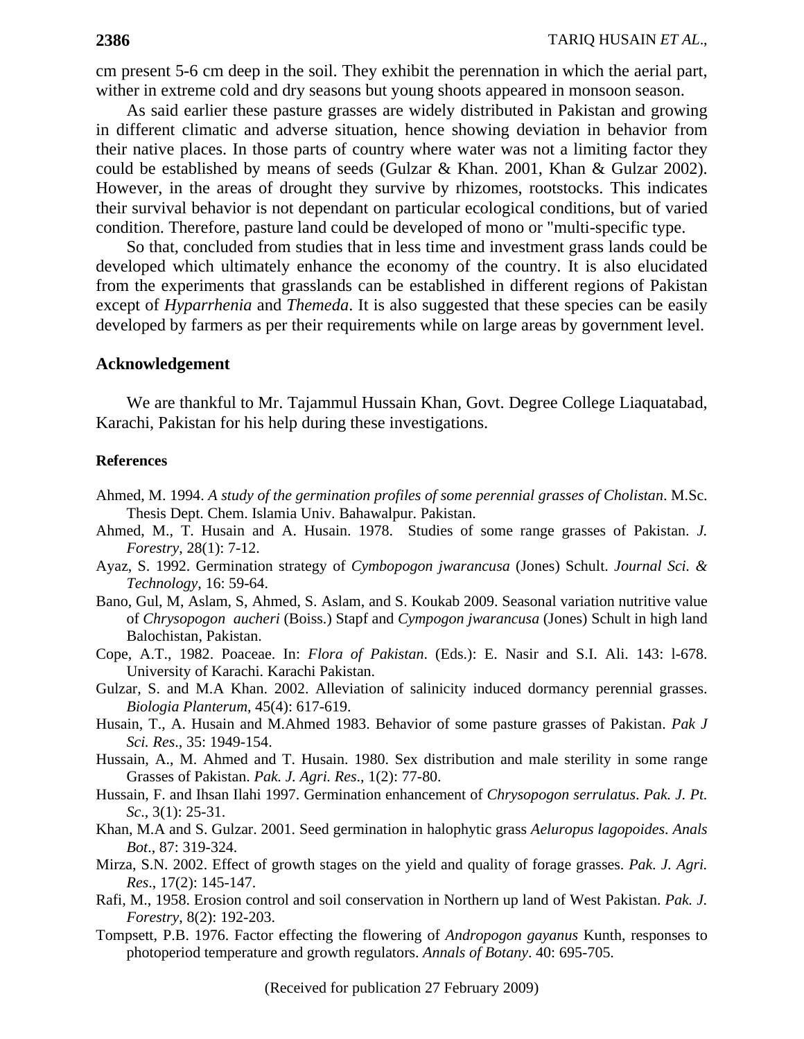cm present 5-6 cm deep in the soil. They exhibit the perennation in which the aerial part, wither in extreme cold and dry seasons but young shoots appeared in monsoon season.

As said earlier these pasture grasses are widely distributed in Pakistan and growing in different climatic and adverse situation, hence showing deviation in behavior from their native places. In those parts of country where water was not a limiting factor they could be established by means of seeds (Gulzar & Khan. 2001, Khan & Gulzar 2002). However, in the areas of drought they survive by rhizomes, rootstocks. This indicates their survival behavior is not dependant on particular ecological conditions, but of varied condition. Therefore, pasture land could be developed of mono or "multi-specific type.

So that, concluded from studies that in less time and investment grass lands could be developed which ultimately enhance the economy of the country. It is also elucidated from the experiments that grasslands can be established in different regions of Pakistan except of *Hyparrhenia* and *Themeda*. It is also suggested that these species can be easily developed by farmers as per their requirements while on large areas by government level.

## Acknowledgement

We are thankful to Mr. Tajammul Hussain Khan, Govt. Degree College Liaquatabad, Karachi, Pakistan for his help during these investigations.

## References

Ahmed, M. 1994. *A study of the germination profiles of some perennial grasses of Cholistan*. M.Sc. Thesis Dept. Chem. Islamia Univ. Bahawalpur. Pakistan.

Ahmed, M., T. Husain and A. Husain. 1978. Studies of some range grasses of Pakistan. *J. Forestry*, 28(1): 7-12.

Ayaz, S. 1992. Germination strategy of *Cymbopogon jwarancusa* (Jones) Schult. *Journal Sci. & Technology*, 16: 59-64.

Bano, Gul, M, Aslam, S, Ahmed, S. Aslam, and S. Koukab 2009. Seasonal variation nutritive value of *Chrysopogon aucheri* (Boiss.) Stapf and *Cympogon jwarancusa* (Jones) Schult in high land Balochistan, Pakistan.

Cope, A.T., 1982. Poaceae. In: *Flora of Pakistan*. (Eds.): E. Nasir and S.I. Ali. 143: l-678. University of Karachi. Karachi Pakistan.

Gulzar, S. and M.A Khan. 2002. Alleviation of salinicity induced dormancy perennial grasses. *Biologia Planterum*, 45(4): 617-619.

Husain, T., A. Husain and M.Ahmed 1983. Behavior of some pasture grasses of Pakistan. *Pak J Sci. Res*., 35: 1949-154.

Hussain, A., M. Ahmed and T. Husain. 1980. Sex distribution and male sterility in some range Grasses of Pakistan. *Pak. J. Agri. Res*., 1(2): 77-80.

Hussain, F. and Ihsan Ilahi 1997. Germination enhancement of *Chrysopogon serrulatus*. *Pak. J. Pt. Sc*., 3(1): 25-31.

Khan, M.A and S. Gulzar. 2001. Seed germination in halophytic grass *Aeluropus lagopoides*. *Anals Bot*., 87: 319-324.

Mirza, S.N. 2002. Effect of growth stages on the yield and quality of forage grasses. *Pak. J. Agri. Res*., 17(2): 145-147.

Rafi, M., 1958. Erosion control and soil conservation in Northern up land of West Pakistan. *Pak. J. Forestry*, 8(2): 192-203.

Tompsett, P.B. 1976. Factor effecting the flowering of *Andropogon gayanus* Kunth, responses to photoperiod temperature and growth regulators. *Annals of Botany*. 40: 695-705.

(Received for publication 27 February 2009)